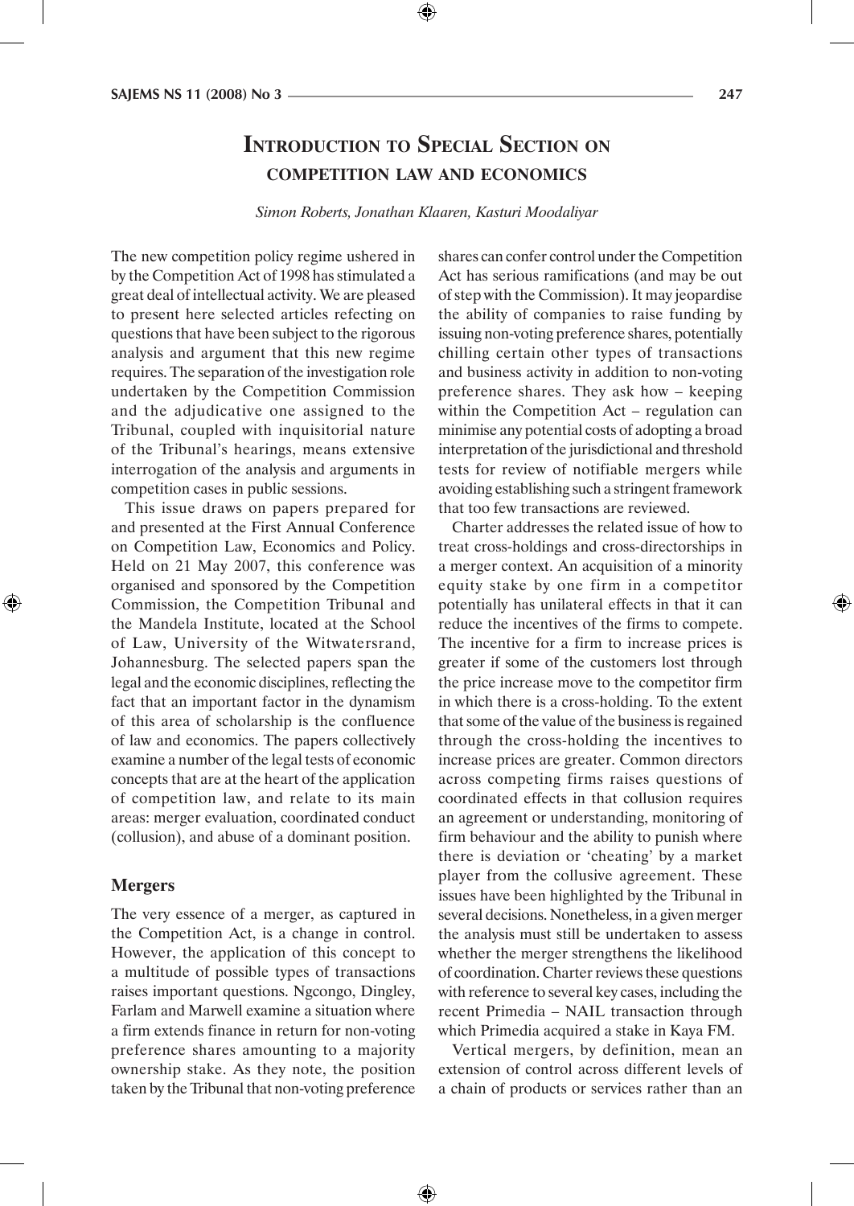# Introduction to Special Section on competition law and economics

*Simon Roberts, Jonathan Klaaren, Kasturi Moodaliyar*

The new competition policy regime ushered in by the Competition Act of 1998 has stimulated a great deal of intellectual activity. We are pleased to present here selected articles refecting on questions that have been subject to the rigorous analysis and argument that this new regime requires. The separation of the investigation role undertaken by the Competition Commission and the adjudicative one assigned to the Tribunal, coupled with inquisitorial nature of the Tribunal's hearings, means extensive interrogation of the analysis and arguments in competition cases in public sessions.

This issue draws on papers prepared for and presented at the First Annual Conference on Competition Law, Economics and Policy. Held on 21 May 2007, this conference was organised and sponsored by the Competition Commission, the Competition Tribunal and the Mandela Institute, located at the School of Law, University of the Witwatersrand, Johannesburg. The selected papers span the legal and the economic disciplines, reflecting the fact that an important factor in the dynamism of this area of scholarship is the confluence of law and economics. The papers collectively examine a number of the legal tests of economic concepts that are at the heart of the application of competition law, and relate to its main areas: merger evaluation, coordinated conduct (collusion), and abuse of a dominant position.

## Mergers

The very essence of a merger, as captured in the Competition Act, is a change in control. However, the application of this concept to a multitude of possible types of transactions raises important questions. Ngcongo, Dingley, Farlam and Marwell examine a situation where a firm extends finance in return for non-voting preference shares amounting to a majority ownership stake. As they note, the position taken by the Tribunal that non-voting preference shares can confer control under the Competition Act has serious ramifications (and may be out of step with the Commission). It may jeopardise the ability of companies to raise funding by issuing non-voting preference shares, potentially chilling certain other types of transactions and business activity in addition to non-voting preference shares. They ask how – keeping within the Competition Act – regulation can minimise any potential costs of adopting a broad interpretation of the jurisdictional and threshold tests for review of notifiable mergers while avoiding establishing such a stringent framework that too few transactions are reviewed.

Charter addresses the related issue of how to treat cross-holdings and cross-directorships in a merger context. An acquisition of a minority equity stake by one firm in a competitor potentially has unilateral effects in that it can reduce the incentives of the firms to compete. The incentive for a firm to increase prices is greater if some of the customers lost through the price increase move to the competitor firm in which there is a cross-holding. To the extent that some of the value of the business is regained through the cross-holding the incentives to increase prices are greater. Common directors across competing firms raises questions of coordinated effects in that collusion requires an agreement or understanding, monitoring of firm behaviour and the ability to punish where there is deviation or 'cheating' by a market player from the collusive agreement. These issues have been highlighted by the Tribunal in several decisions. Nonetheless, in a given merger the analysis must still be undertaken to assess whether the merger strengthens the likelihood of coordination. Charter reviews these questions with reference to several key cases, including the recent Primedia – NAIL transaction through which Primedia acquired a stake in Kaya FM.

Vertical mergers, by definition, mean an extension of control across different levels of a chain of products or services rather than an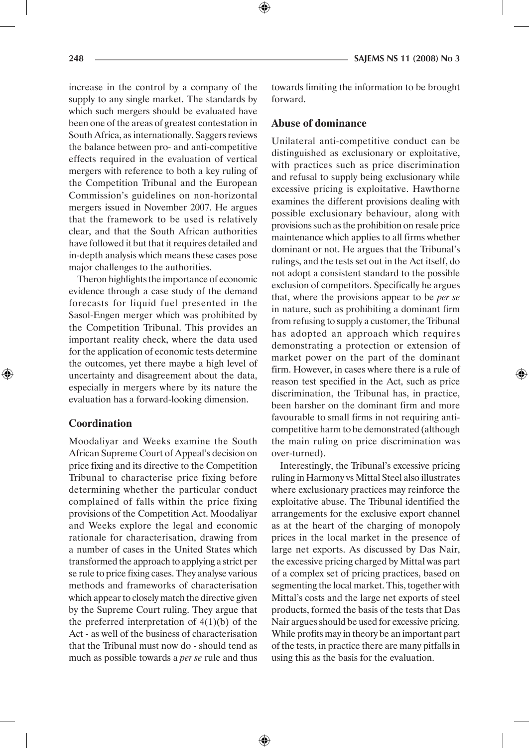increase in the control by a company of the supply to any single market. The standards by which such mergers should be evaluated have been one of the areas of greatest contestation in South Africa, as internationally. Saggers reviews the balance between pro- and anti-competitive effects required in the evaluation of vertical mergers with reference to both a key ruling of the Competition Tribunal and the European Commission's guidelines on non-horizontal mergers issued in November 2007. He argues that the framework to be used is relatively clear, and that the South African authorities have followed it but that it requires detailed and in-depth analysis which means these cases pose major challenges to the authorities.

Theron highlights the importance of economic evidence through a case study of the demand forecasts for liquid fuel presented in the Sasol-Engen merger which was prohibited by the Competition Tribunal. This provides an important reality check, where the data used for the application of economic tests determine the outcomes, yet there maybe a high level of uncertainty and disagreement about the data, especially in mergers where by its nature the evaluation has a forward-looking dimension.

## Coordination

Moodaliyar and Weeks examine the South African Supreme Court of Appeal's decision on price fixing and its directive to the Competition Tribunal to characterise price fixing before determining whether the particular conduct complained of falls within the price fixing provisions of the Competition Act. Moodaliyar and Weeks explore the legal and economic rationale for characterisation, drawing from a number of cases in the United States which transformed the approach to applying a strict per se rule to price fixing cases. They analyse various methods and frameworks of characterisation which appear to closely match the directive given by the Supreme Court ruling. They argue that the preferred interpretation of 4(1)(b) of the Act - as well of the business of characterisation that the Tribunal must now do - should tend as much as possible towards a *per se* rule and thus towards limiting the information to be brought forward.

## Abuse of dominance

Unilateral anti-competitive conduct can be distinguished as exclusionary or exploitative, with practices such as price discrimination and refusal to supply being exclusionary while excessive pricing is exploitative. Hawthorne examines the different provisions dealing with possible exclusionary behaviour, along with provisions such as the prohibition on resale price maintenance which applies to all firms whether dominant or not. He argues that the Tribunal's rulings, and the tests set out in the Act itself, do not adopt a consistent standard to the possible exclusion of competitors. Specifically he argues that, where the provisions appear to be *per se* in nature, such as prohibiting a dominant firm from refusing to supply a customer, the Tribunal has adopted an approach which requires demonstrating a protection or extension of market power on the part of the dominant firm. However, in cases where there is a rule of reason test specified in the Act, such as price discrimination, the Tribunal has, in practice, been harsher on the dominant firm and more favourable to small firms in not requiring anti-competitive harm to be demonstrated (although the main ruling on price discrimination was over-turned).

Interestingly, the Tribunal's excessive pricing ruling in Harmony vs Mittal Steel also illustrates where exclusionary practices may reinforce the exploitative abuse. The Tribunal identified the arrangements for the exclusive export channel as at the heart of the charging of monopoly prices in the local market in the presence of large net exports. As discussed by Das Nair, the excessive pricing charged by Mittal was part of a complex set of pricing practices, based on segmenting the local market. This, together with Mittal's costs and the large net exports of steel products, formed the basis of the tests that Das Nair argues should be used for excessive pricing. While profits may in theory be an important part of the tests, in practice there are many pitfalls in using this as the basis for the evaluation.